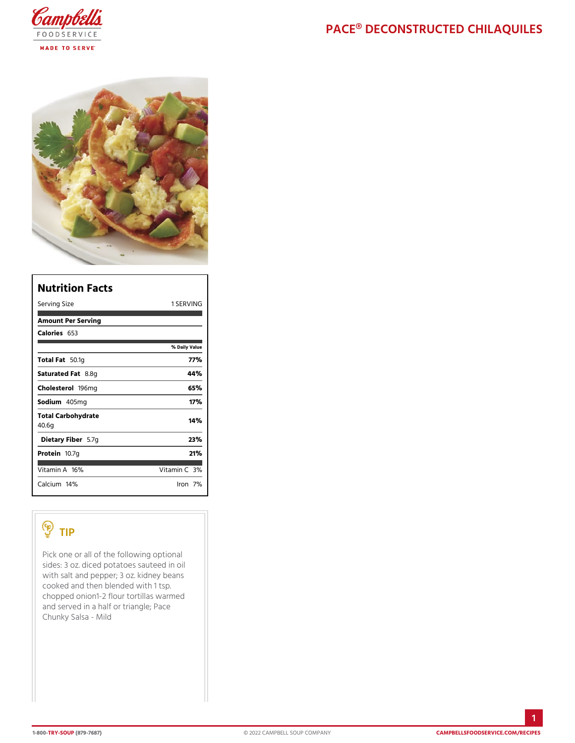# PACE® DECONSTRUCTED CHILAQUILES

## Nutrition Facts

| Serving Size | 1 SERVING |
| --- | --- |
| **Amount Per Serving** | |
| **Calories** 653 | |
| | **% Daily Value** |
| **Total Fat** 50.1g | **77%** |
| **Saturated Fat** 8.8g | **44%** |
| **Cholesterol** 196mg | **65%** |
| **Sodium** 405mg | **17%** |
| **Total Carbohydrate** 40.6g | **14%** |
| **Dietary Fiber** 5.7g | **23%** |
| **Protein** 10.7g | **21%** |
| Vitamin A 16% | Vitamin C 3% |
| Calcium 14% | Iron 7% |

## TIP

Pick one or all of the following optional sides: 3 oz. diced potatoes sauteed in oil with salt and pepper; 3 oz. kidney beans cooked and then blended with 1 tsp. chopped onion1-2 flour tortillas warmed and served in a half or triangle; Pace Chunky Salsa - Mild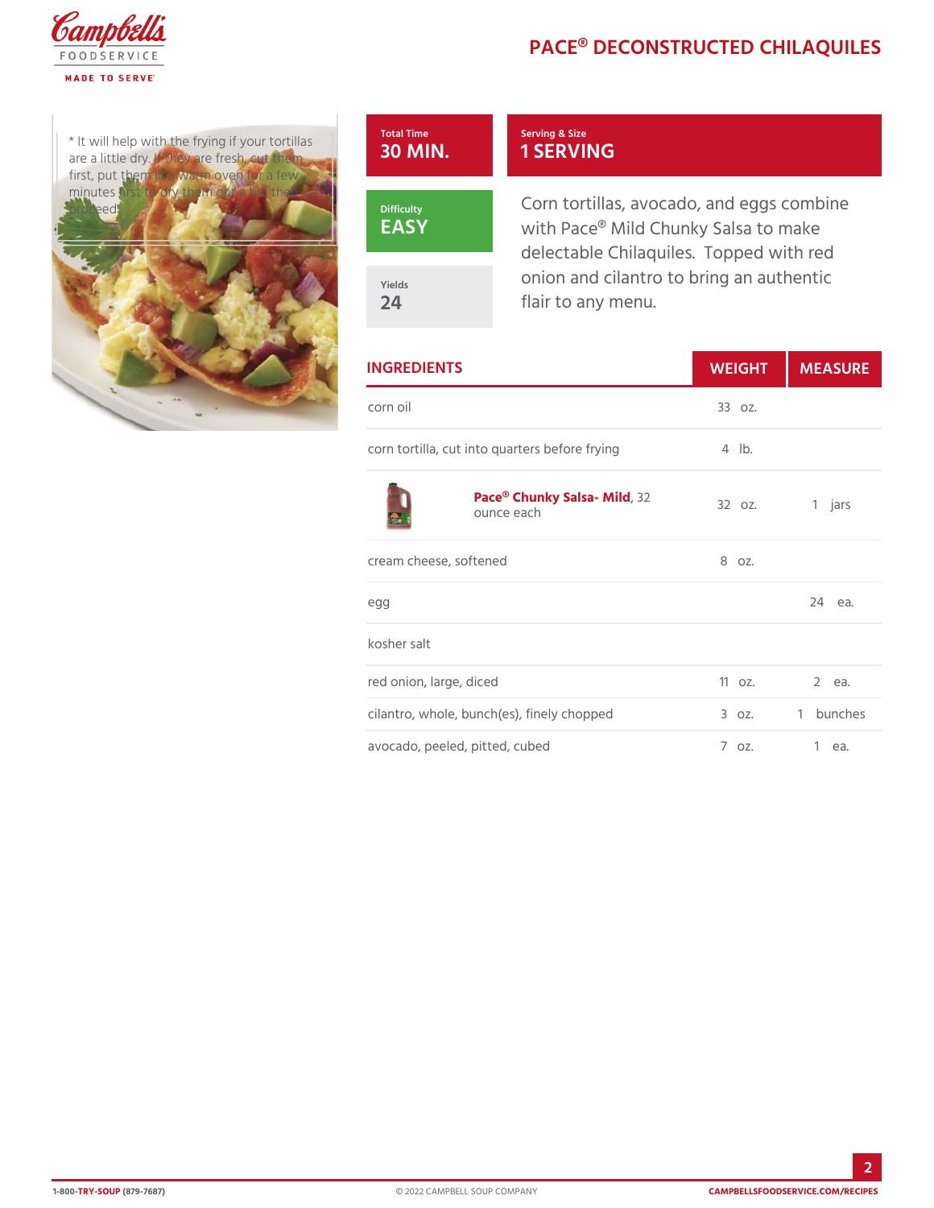# PACE® DECONSTRUCTED CHILAQUILES

* It will help with the frying if your tortillas are a little dry. If they are fresh, cut them first, put them in a warm oven for a few minutes first to dry them out a bit, then proceed.

| Total Time | Serving & Size |
| --- | --- |
| 30 MIN. | 1 SERVING |

| Difficulty | Yields |
| --- | --- |
| EASY | 24 |

Corn tortillas, avocado, and eggs combine with Pace® Mild Chunky Salsa to make delectable Chilaquiles. Topped with red onion and cilantro to bring an authentic flair to any menu.

| INGREDIENTS | WEIGHT | MEASURE |
| --- | --- | --- |
| corn oil | 33 oz. | |
| corn tortilla, cut into quarters before frying | 4 lb. | |
| **Pace® Chunky Salsa- Mild**, 32 ounce each | 32 oz. | 1 jars |
| cream cheese, softened | 8 oz. | |
| egg | | 24 ea. |
| kosher salt | | |
| red onion, large, diced | 11 oz. | 2 ea. |
| cilantro, whole, bunch(es), finely chopped | 3 oz. | 1 bunches |
| avocado, peeled, pitted, cubed | 7 oz. | 1 ea. |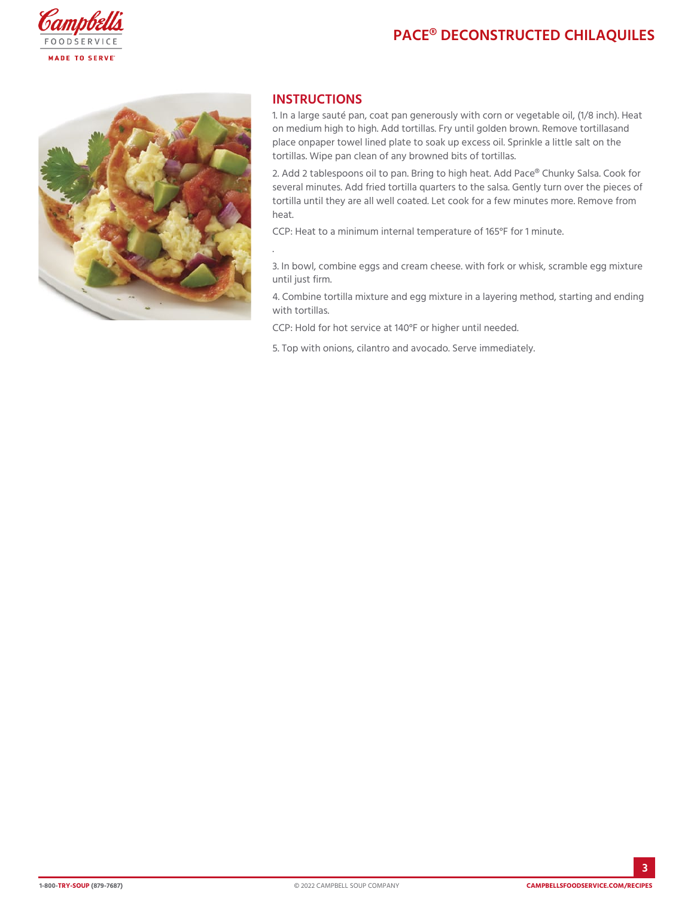# PACE® DECONSTRUCTED CHILAQUILES

## INSTRUCTIONS

1. In a large sauté pan, coat pan generously with corn or vegetable oil, (1/8 inch). Heat on medium high to high. Add tortillas. Fry until golden brown. Remove tortillasand place onpaper towel lined plate to soak up excess oil. Sprinkle a little salt on the tortillas. Wipe pan clean of any browned bits of tortillas.

2. Add 2 tablespoons oil to pan. Bring to high heat. Add Pace® Chunky Salsa. Cook for several minutes. Add fried tortilla quarters to the salsa. Gently turn over the pieces of tortilla until they are all well coated. Let cook for a few minutes more. Remove from heat.

CCP: Heat to a minimum internal temperature of 165°F for 1 minute.

.

3. In bowl, combine eggs and cream cheese. with fork or whisk, scramble egg mixture until just firm.

4. Combine tortilla mixture and egg mixture in a layering method, starting and ending with tortillas.

CCP: Hold for hot service at 140°F or higher until needed.

5. Top with onions, cilantro and avocado. Serve immediately.